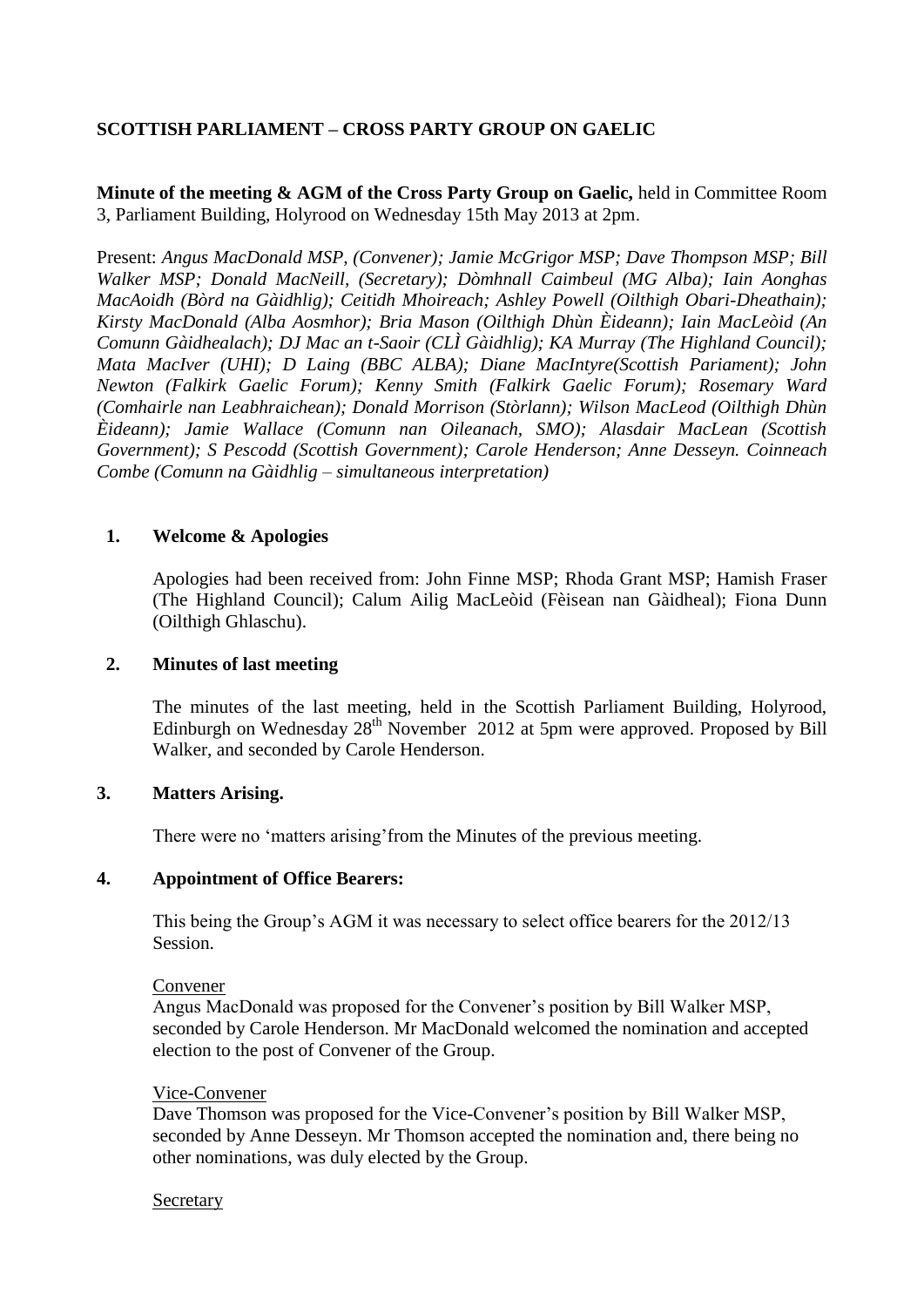## SCOTTISH PARLIAMENT – CROSS PARTY GROUP ON GAELIC

**Minute of the meeting & AGM of the Cross Party Group on Gaelic,** held in Committee Room 3, Parliament Building, Holyrood on Wednesday 15th May 2013 at 2pm.

Present: *Angus MacDonald MSP, (Convener); Jamie McGrigor MSP; Dave Thompson MSP; Bill Walker MSP; Donald MacNeill, (Secretary); Dòmhnall Caimbeul (MG Alba); Iain Aonghas MacAoidh (Bòrd na Gàidhlig); Ceitidh Mhoireach; Ashley Powell (Oilthigh Obari-Dheathain); Kirsty MacDonald (Alba Aosmhor); Bria Mason (Oilthigh Dhùn Èideann); Iain MacLeòid (An Comunn Gàidhealach); DJ Mac an t-Saoir (CLÌ Gàidhlig); KA Murray (The Highland Council); Mata MacIver (UHI); D Laing (BBC ALBA); Diane MacIntyre(Scottish Pariament); John Newton (Falkirk Gaelic Forum); Kenny Smith (Falkirk Gaelic Forum); Rosemary Ward (Comhairle nan Leabhraichean); Donald Morrison (Stòrlann); Wilson MacLeod (Oilthigh Dhùn Èideann); Jamie Wallace (Comunn nan Oileanach, SMO); Alasdair MacLean (Scottish Government); S Pescodd (Scottish Government); Carole Henderson; Anne Desseyn. Coinneach Combe (Comunn na Gàidhlig – simultaneous interpretation)*

1. **Welcome & Apologies**

   Apologies had been received from: John Finne MSP; Rhoda Grant MSP; Hamish Fraser (The Highland Council); Calum Ailig MacLeòid (Fèisean nan Gàidheal); Fiona Dunn (Oilthigh Ghlaschu).

2. **Minutes of last meeting**

   The minutes of the last meeting, held in the Scottish Parliament Building, Holyrood, Edinburgh on Wednesday 28th November 2012 at 5pm were approved. Proposed by Bill Walker, and seconded by Carole Henderson.

3. **Matters Arising.**

   There were no 'matters arising'from the Minutes of the previous meeting.

4. **Appointment of Office Bearers:**

   This being the Group's AGM it was necessary to select office bearers for the 2012/13 Session.

   Convener

   Angus MacDonald was proposed for the Convener's position by Bill Walker MSP, seconded by Carole Henderson. Mr MacDonald welcomed the nomination and accepted election to the post of Convener of the Group.

   Vice-Convener

   Dave Thomson was proposed for the Vice-Convener's position by Bill Walker MSP, seconded by Anne Desseyn. Mr Thomson accepted the nomination and, there being no other nominations, was duly elected by the Group.

   Secretary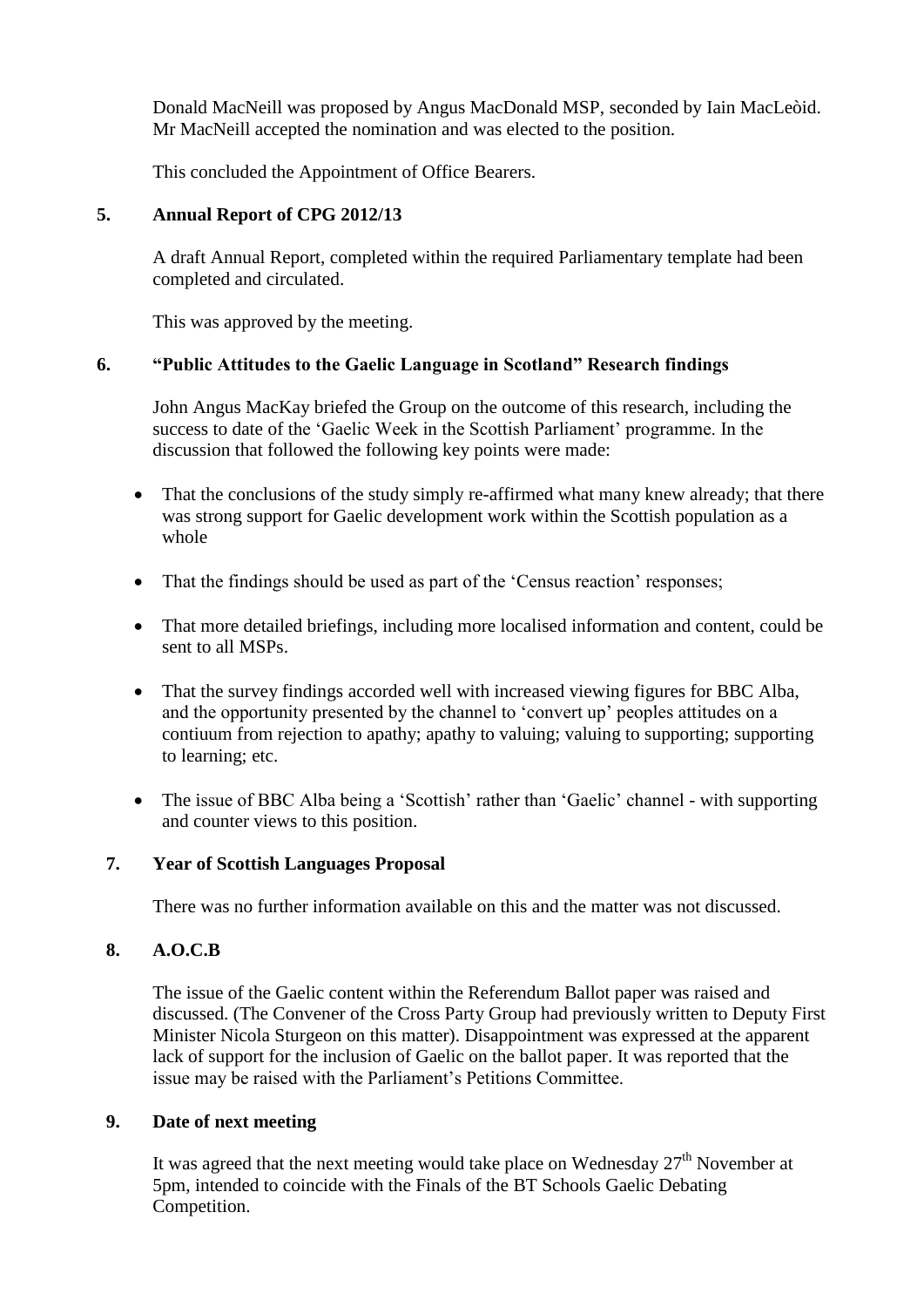Donald MacNeill was proposed by Angus MacDonald MSP, seconded by Iain MacLeòid. Mr MacNeill accepted the nomination and was elected to the position.

This concluded the Appointment of Office Bearers.

## 5. Annual Report of CPG 2012/13

A draft Annual Report, completed within the required Parliamentary template had been completed and circulated.

This was approved by the meeting.

## 6. "Public Attitudes to the Gaelic Language in Scotland" Research findings

John Angus MacKay briefed the Group on the outcome of this research, including the success to date of the 'Gaelic Week in the Scottish Parliament' programme. In the discussion that followed the following key points were made:

- That the conclusions of the study simply re-affirmed what many knew already; that there was strong support for Gaelic development work within the Scottish population as a whole
- That the findings should be used as part of the 'Census reaction' responses;
- That more detailed briefings, including more localised information and content, could be sent to all MSPs.
- That the survey findings accorded well with increased viewing figures for BBC Alba, and the opportunity presented by the channel to 'convert up' peoples attitudes on a contiuum from rejection to apathy; apathy to valuing; valuing to supporting; supporting to learning; etc.
- The issue of BBC Alba being a 'Scottish' rather than 'Gaelic' channel - with supporting and counter views to this position.

## 7. Year of Scottish Languages Proposal

There was no further information available on this and the matter was not discussed.

## 8. A.O.C.B

The issue of the Gaelic content within the Referendum Ballot paper was raised and discussed. (The Convener of the Cross Party Group had previously written to Deputy First Minister Nicola Sturgeon on this matter). Disappointment was expressed at the apparent lack of support for the inclusion of Gaelic on the ballot paper. It was reported that the issue may be raised with the Parliament's Petitions Committee.

## 9. Date of next meeting

It was agreed that the next meeting would take place on Wednesday 27th November at 5pm, intended to coincide with the Finals of the BT Schools Gaelic Debating Competition.